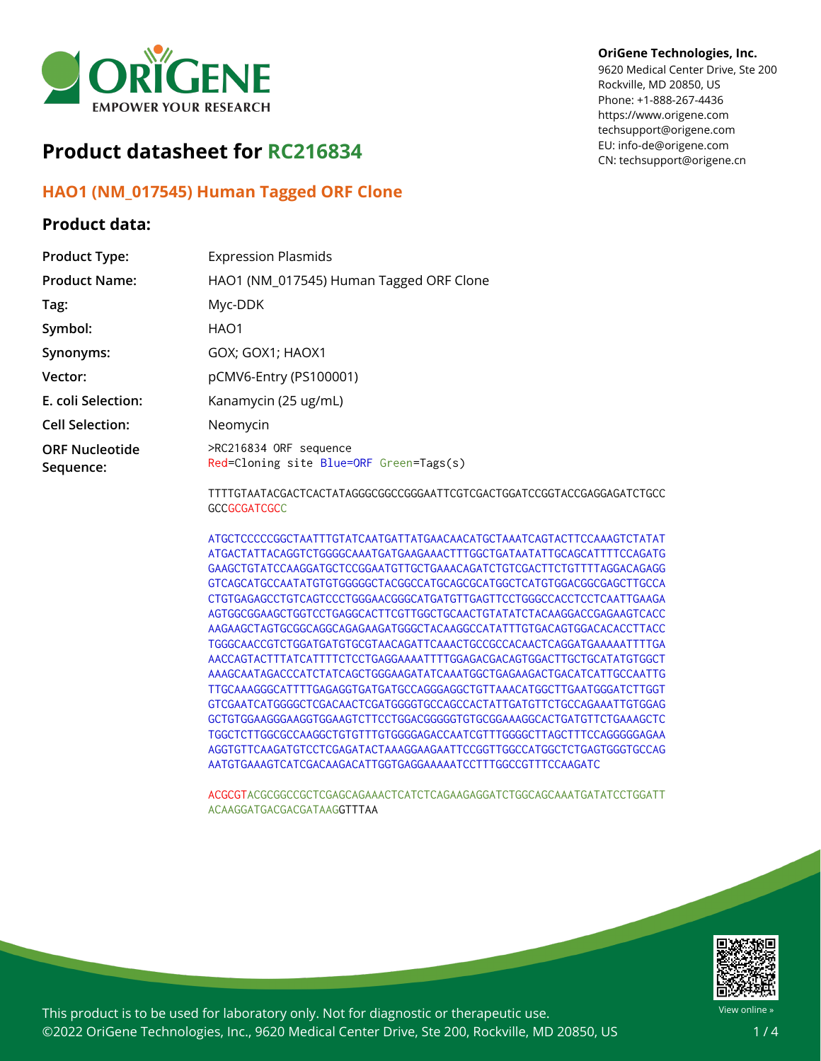# Product datasheet for RC216834

OriGene Technologies, Inc.
9620 Medical Center Drive, Ste 200
Rockville, MD 20850, US
Phone: +1-888-267-4436
https://www.origene.com
techsupport@origene.com
EU: info-de@origene.com
CN: techsupport@origene.cn

## HAO1 (NM_017545) Human Tagged ORF Clone

### Product data:

| | |
|---|---|
| **Product Type:** | Expression Plasmids |
| **Product Name:** | HAO1 (NM_017545) Human Tagged ORF Clone |
| **Tag:** | Myc-DDK |
| **Symbol:** | HAO1 |
| **Synonyms:** | GOX; GOX1; HAOX1 |
| **Vector:** | pCMV6-Entry (PS100001) |
| **E. coli Selection:** | Kanamycin (25 ug/mL) |
| **Cell Selection:** | Neomycin |

**ORF Nucleotide Sequence:**

```
>RC216834 ORF sequence
Red=Cloning site Blue=ORF Green=Tags(s)

TTTTGTAATACGACTCACTATAGGGCGGCCGGGAATTCGTCGACTGGATCCGGTACCGAGGAGATCTGCC
GCCGCGATCGCC

ATGCTCCCCCGGCTAATTTGTATCAATGATTATGAACAACATGCTAAATCAGTACTTCCAAAGTCTATAT
ATGACTATTACAGGTCTGGGGCAAATGATGAAGAAACTTTGGCTGATAATATTGCAGCATTTTCCAGATG
GAAGCTGTATCCAAGGATGCTCCGGAATGTTGCTGAAACAGATCTGTCGACTTCTGTTTTAGGACAGAGG
GTCAGCATGCCAATATGTGTGGGGGCTACGGCCATGCAGCGCATGGCTCATGTGGACGGCGAGCTTGCCA
CTGTGAGAGCCTGTCAGTCCCTGGGAACGGGCATGATGTTGAGTTCCTGGGCCACCTCCTCAATTGAAGA
AGTGGCGGAAGCTGGTCCTGAGGCACTTCGTTGGCTGCAACTGTATATCTACAAGGACCGAGAAGTCACC
AAGAAGCTAGTGCGGCAGGCAGAGAAGATGGGCTACAAGGCCATATTTGTGACAGTGGACACACCTTACC
TGGGCAACCGTCTGGATGATGTGCGTAACAGATTCAAACTGCCGCCACAACTCAGGATGAAAAATTTTGA
AACCAGTACTTTATCATTTTCTCCTGAGGAAAATTTTGGAGACGACAGTGGACTTGCTGCATATGTGGCT
AAAGCAATAGACCCATCTATCAGCTGGGAAGATATCAAATGGCTGAGAAGACTGACATCATTGCCAATTG
TTGCAAAGGGCATTTTGAGAGGTGATGATGCCAGGGAGGCTGTTAAACATGGCTTGAATGGGATCTTGGT
GTCGAATCATGGGGCTCGACAACTCGATGGGGTGCCAGCCACTATTGATGTTCTGCCAGAAATTGTGGAG
GCTGTGGAAGGGAAGGTGGAAGTCTTCCTGGACGGGGGTGTGCGGAAAGGCACTGATGTTCTGAAAGCTC
TGGCTCTTGGCGCCAAGGCTGTGTTTGTGGGGAGACCAATCGTTTGGGGCTTAGCTTTCCAGGGGGAGAA
AGGTGTTCAAGATGTCCTCGAGATACTAAAGGAAGAATTCCGGTTGGCCATGGCTCTGAGTGGGTGCCAG
AATGTGAAAGTCATCGACAAGACATTGGTGAGGAAAAATCCTTTGGCCGTTTCCAAGATC

ACGCGTACGCGGCCGCTCGAGCAGAAACTCATCTCAGAAGAGGATCTGGCAGCAAATGATATCCTGGATT
ACAAGGATGACGACGATAAGGTTTAA
```

This product is to be used for laboratory only. Not for diagnostic or therapeutic use.
©2022 OriGene Technologies, Inc., 9620 Medical Center Drive, Ste 200, Rockville, MD 20850, US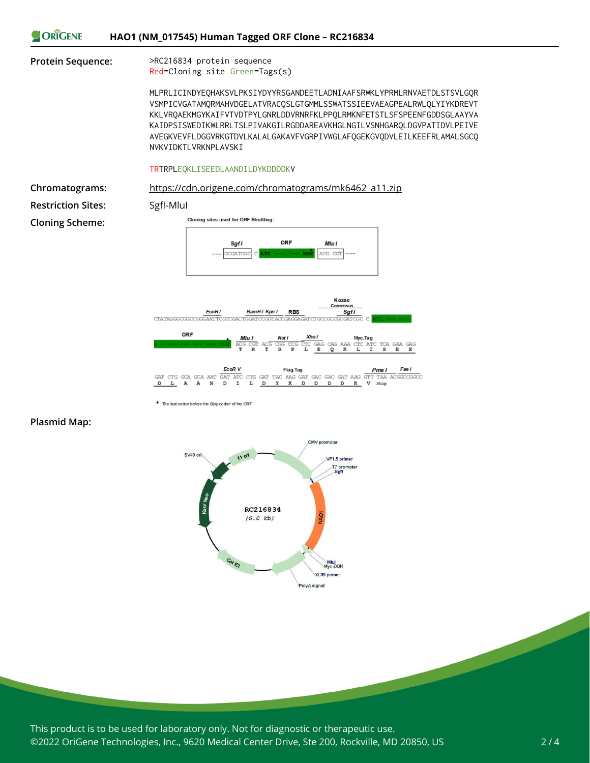**Protein Sequence:**

```
>RC216834 protein sequence
Red=Cloning site Green=Tags(s)

MLPRLICINDYEQHAKSVLPKSIYDYYRSGANDEETLADNIAAFSRWKLYPRMLRNVAETDLSTSVLGQR
VSMPICVGATAMQRMAHVDGELATVRACQSLGTGMMLSSWATSSIEEVAEAGPEALRWLQLYIYKDREVT
KKLVRQAEKMGYKAIFVTVDTPYLGNRLDDVRNRFKLPPQLRMKNFETSTLSFSPEENFGDDSGLAAYVA
KAIDPSISWEDIKWLRRLTSLPIVAKGILRGDDAREAVKHGLNGILVSNHGARQLDGVPATIDVLPEIVE
AVEGKVEVFLDGGVRKGTDVLKALALGAKAVFVGRPIVWGLAFQGEKGVQDVLEILKEEFRLAMALSGCQ
NVKVIDKTLVRKNPLAVSKI

TRTRPLEQKLISEEDLAANDILDYKDDDDKV
```

**Chromatograms:** https://cdn.origene.com/chromatograms/mk6462_a11.zip

**Restriction Sites:** SgfI-MluI

**Cloning Scheme:**

Cloning sites used for ORF Shuttling:

--- SgfI GCGATCGC C | ORF ATG ---//--- NNN | MluI ACG CGT ---

CTATAGGGCGGCCGGGAATTCGTCGACTGGATCCGGTACCGAGGAGATCTGCCGCCGCGATCGC C ATG --- --- (EcoRI, BamHI, KpnI, RBS, Kozac Consensus, SgfI)

ORF --- --- --- --- --- NNN | MluI ACG CGT (T R) | ACG CGG CCG (T R P) NotI | CTC GAG (L E) XhoI | Myc.Tag CAG AAA CTC ATC TCA GAA GAG (Q K L I S E E)

GAT CTG GCA GCA AAT GAT ATC CTG GAT TAC AAG GAT GAC GAC GAT AAG GTT TAA ACGGCCGGCC
D L A A N D I L D Y K D D D D K V Stop
(EcoR V, Flag.Tag, Pme I, Fse I)

\* The last codon before the Stop codon of the ORF

**Plasmid Map:**

RC216834 (6.0 kb) — CMV promoter, VP1.5 primer, T7 promoter, SgfI, HAO1, MluI, Myc-DDK, XL39 primer, PolyA signal, Col E1, Kan/ Neo, SV40 ori, f1 ori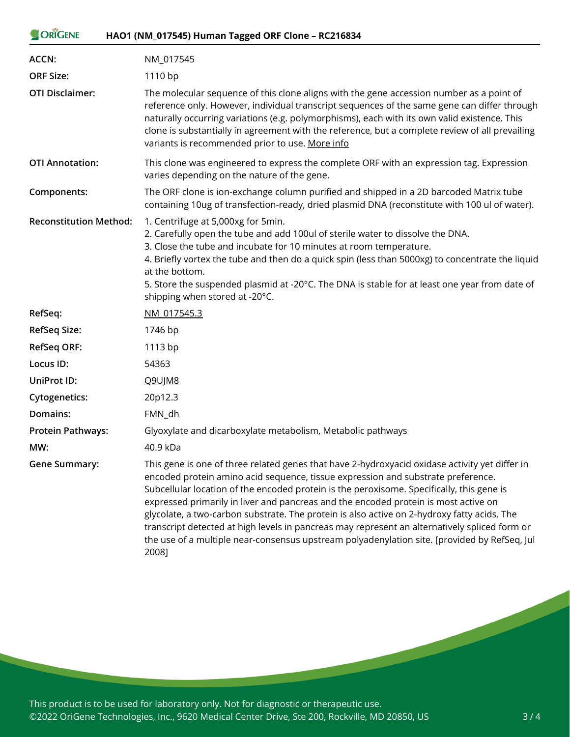| | |
|---|---|
| **ACCN:** | NM_017545 |
| **ORF Size:** | 1110 bp |
| **OTI Disclaimer:** | The molecular sequence of this clone aligns with the gene accession number as a point of reference only. However, individual transcript sequences of the same gene can differ through naturally occurring variations (e.g. polymorphisms), each with its own valid existence. This clone is substantially in agreement with the reference, but a complete review of all prevailing variants is recommended prior to use. More info |
| **OTI Annotation:** | This clone was engineered to express the complete ORF with an expression tag. Expression varies depending on the nature of the gene. |
| **Components:** | The ORF clone is ion-exchange column purified and shipped in a 2D barcoded Matrix tube containing 10ug of transfection-ready, dried plasmid DNA (reconstitute with 100 ul of water). |
| **Reconstitution Method:** | 1. Centrifuge at 5,000xg for 5min.<br>2. Carefully open the tube and add 100ul of sterile water to dissolve the DNA.<br>3. Close the tube and incubate for 10 minutes at room temperature.<br>4. Briefly vortex the tube and then do a quick spin (less than 5000xg) to concentrate the liquid at the bottom.<br>5. Store the suspended plasmid at -20°C. The DNA is stable for at least one year from date of shipping when stored at -20°C. |
| **RefSeq:** | NM_017545.3 |
| **RefSeq Size:** | 1746 bp |
| **RefSeq ORF:** | 1113 bp |
| **Locus ID:** | 54363 |
| **UniProt ID:** | Q9UJM8 |
| **Cytogenetics:** | 20p12.3 |
| **Domains:** | FMN_dh |
| **Protein Pathways:** | Glyoxylate and dicarboxylate metabolism, Metabolic pathways |
| **MW:** | 40.9 kDa |
| **Gene Summary:** | This gene is one of three related genes that have 2-hydroxyacid oxidase activity yet differ in encoded protein amino acid sequence, tissue expression and substrate preference. Subcellular location of the encoded protein is the peroxisome. Specifically, this gene is expressed primarily in liver and pancreas and the encoded protein is most active on glycolate, a two-carbon substrate. The protein is also active on 2-hydroxy fatty acids. The transcript detected at high levels in pancreas may represent an alternatively spliced form or the use of a multiple near-consensus upstream polyadenylation site. [provided by RefSeq, Jul 2008] |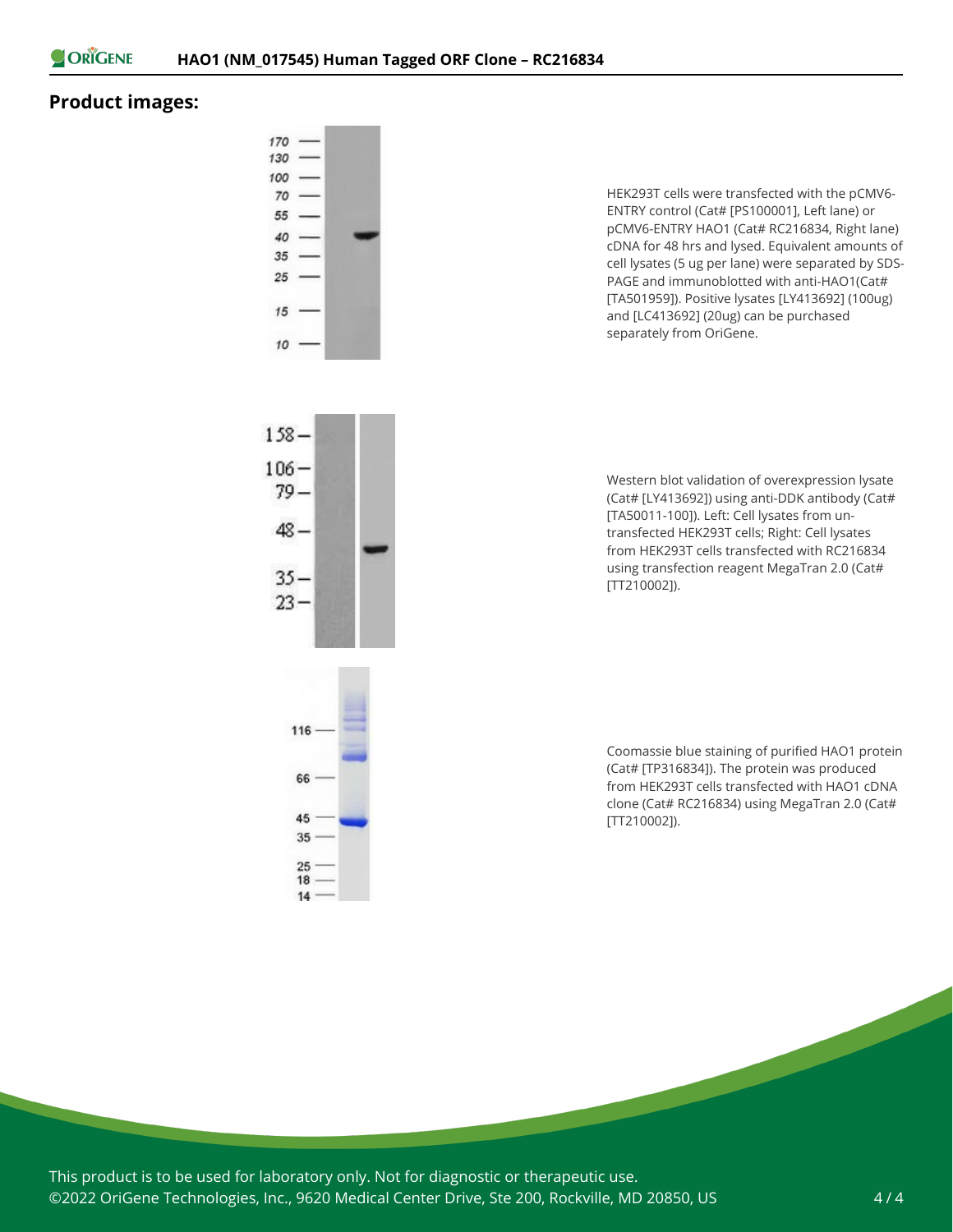## Product images:

170
130
100
70
55
40
35
25
15
10

HEK293T cells were transfected with the pCMV6-ENTRY control (Cat# [PS100001], Left lane) or pCMV6-ENTRY HAO1 (Cat# RC216834, Right lane) cDNA for 48 hrs and lysed. Equivalent amounts of cell lysates (5 ug per lane) were separated by SDS-PAGE and immunoblotted with anti-HAO1(Cat# [TA501959]). Positive lysates [LY413692] (100ug) and [LC413692] (20ug) can be purchased separately from OriGene.

158
106
79
48
35
23

Western blot validation of overexpression lysate (Cat# [LY413692]) using anti-DDK antibody (Cat# [TA50011-100]). Left: Cell lysates from un-transfected HEK293T cells; Right: Cell lysates from HEK293T cells transfected with RC216834 using transfection reagent MegaTran 2.0 (Cat# [TT210002]).

116
66
45
35
25
18
14

Coomassie blue staining of purified HAO1 protein (Cat# [TP316834]). The protein was produced from HEK293T cells transfected with HAO1 cDNA clone (Cat# RC216834) using MegaTran 2.0 (Cat# [TT210002]).

This product is to be used for laboratory only. Not for diagnostic or therapeutic use.
©2022 OriGene Technologies, Inc., 9620 Medical Center Drive, Ste 200, Rockville, MD 20850, US